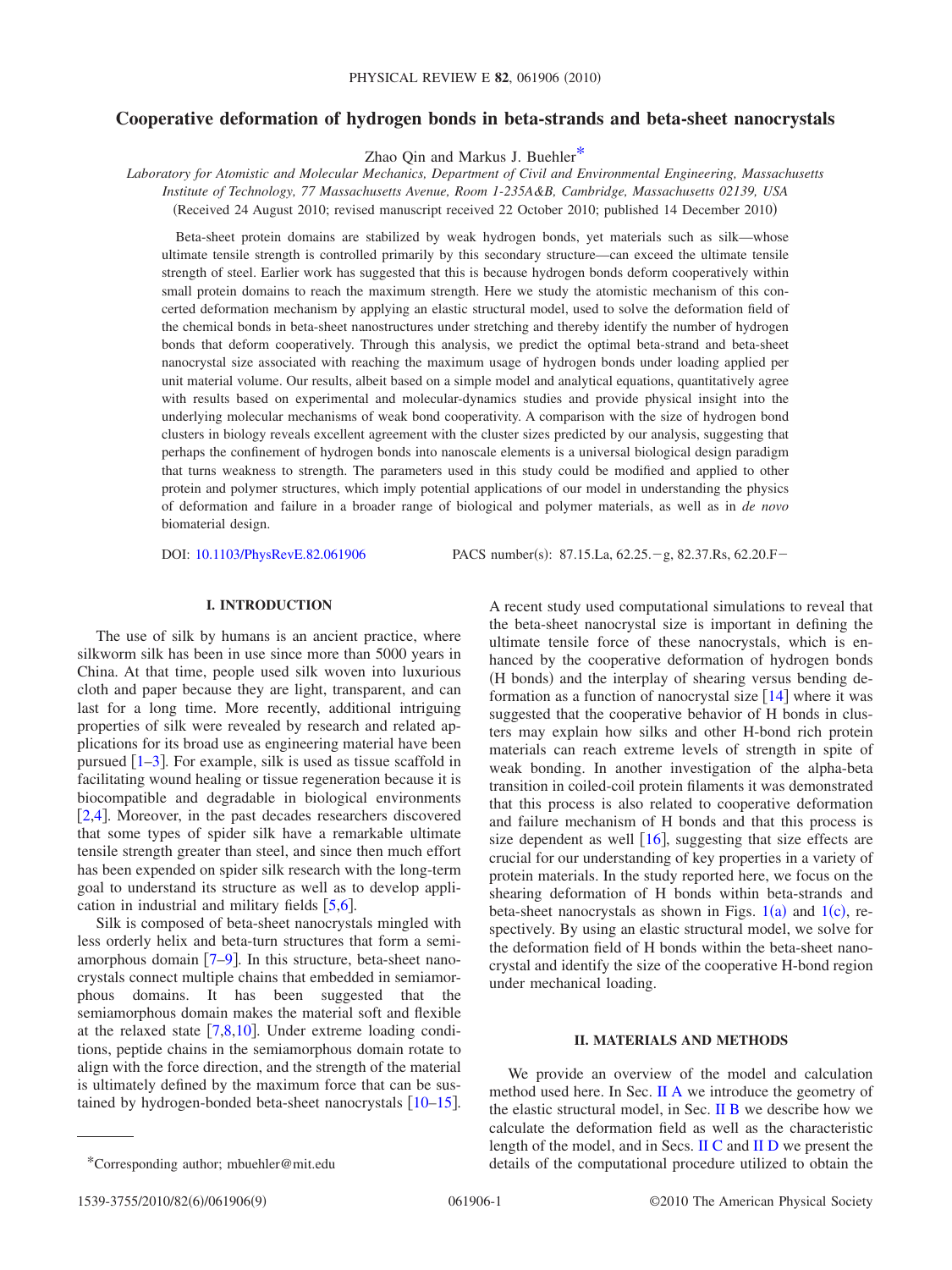# Cooperative deformation of hydrogen bonds in beta-strands and beta-sheet nanocrystals

Zhao Qin and Markus J. Buehler*

*Laboratory for Atomistic and Molecular Mechanics, Department of Civil and Environmental Engineering, Massachusetts Institute of Technology, 77 Massachusetts Avenue, Room 1-235A&B, Cambridge, Massachusetts 02139, USA*

(Received 24 August 2010; revised manuscript received 22 October 2010; published 14 December 2010)

Beta-sheet protein domains are stabilized by weak hydrogen bonds, yet materials such as silk—whose ultimate tensile strength is controlled primarily by this secondary structure—can exceed the ultimate tensile strength of steel. Earlier work has suggested that this is because hydrogen bonds deform cooperatively within small protein domains to reach the maximum strength. Here we study the atomistic mechanism of this concerted deformation mechanism by applying an elastic structural model, used to solve the deformation field of the chemical bonds in beta-sheet nanostructures under stretching and thereby identify the number of hydrogen bonds that deform cooperatively. Through this analysis, we predict the optimal beta-strand and beta-sheet nanocrystal size associated with reaching the maximum usage of hydrogen bonds under loading applied per unit material volume. Our results, albeit based on a simple model and analytical equations, quantitatively agree with results based on experimental and molecular-dynamics studies and provide physical insight into the underlying molecular mechanisms of weak bond cooperativity. A comparison with the size of hydrogen bond clusters in biology reveals excellent agreement with the cluster sizes predicted by our analysis, suggesting that perhaps the confinement of hydrogen bonds into nanoscale elements is a universal biological design paradigm that turns weakness to strength. The parameters used in this study could be modified and applied to other protein and polymer structures, which imply potential applications of our model in understanding the physics of deformation and failure in a broader range of biological and polymer materials, as well as in *de novo* biomaterial design.

DOI: 10.1103/PhysRevE.82.061906 PACS number(s): 87.15.La, 62.25.−g, 82.37.Rs, 62.20.F−

## I. INTRODUCTION

The use of silk by humans is an ancient practice, where silkworm silk has been in use since more than 5000 years in China. At that time, people used silk woven into luxurious cloth and paper because they are light, transparent, and can last for a long time. More recently, additional intriguing properties of silk were revealed by research and related applications for its broad use as engineering material have been pursued [1–3]. For example, silk is used as tissue scaffold in facilitating wound healing or tissue regeneration because it is biocompatible and degradable in biological environments [2,4]. Moreover, in the past decades researchers discovered that some types of spider silk have a remarkable ultimate tensile strength greater than steel, and since then much effort has been expended on spider silk research with the long-term goal to understand its structure as well as to develop application in industrial and military fields [5,6].

Silk is composed of beta-sheet nanocrystals mingled with less orderly helix and beta-turn structures that form a semiamorphous domain [7–9]. In this structure, beta-sheet nanocrystals connect multiple chains that embedded in semiamorphous domains. It has been suggested that the semiamorphous domain makes the material soft and flexible at the relaxed state [7,8,10]. Under extreme loading conditions, peptide chains in the semiamorphous domain rotate to align with the force direction, and the strength of the material is ultimately defined by the maximum force that can be sustained by hydrogen-bonded beta-sheet nanocrystals [10–15]. A recent study used computational simulations to reveal that the beta-sheet nanocrystal size is important in defining the ultimate tensile force of these nanocrystals, which is enhanced by the cooperative deformation of hydrogen bonds (H bonds) and the interplay of shearing versus bending deformation as a function of nanocrystal size [14] where it was suggested that the cooperative behavior of H bonds in clusters may explain how silks and other H-bond rich protein materials can reach extreme levels of strength in spite of weak bonding. In another investigation of the alpha-beta transition in coiled-coil protein filaments it was demonstrated that this process is also related to cooperative deformation and failure mechanism of H bonds and that this process is size dependent as well [16], suggesting that size effects are crucial for our understanding of key properties in a variety of protein materials. In the study reported here, we focus on the shearing deformation of H bonds within beta-strands and beta-sheet nanocrystals as shown in Figs. 1(a) and 1(c), respectively. By using an elastic structural model, we solve for the deformation field of H bonds within the beta-sheet nanocrystal and identify the size of the cooperative H-bond region under mechanical loading.

## II. MATERIALS AND METHODS

We provide an overview of the model and calculation method used here. In Sec. II A we introduce the geometry of the elastic structural model, in Sec. II B we describe how we calculate the deformation field as well as the characteristic length of the model, and in Secs. II C and II D we present the details of the computational procedure utilized to obtain the

*Corresponding author; mbuehler@mit.edu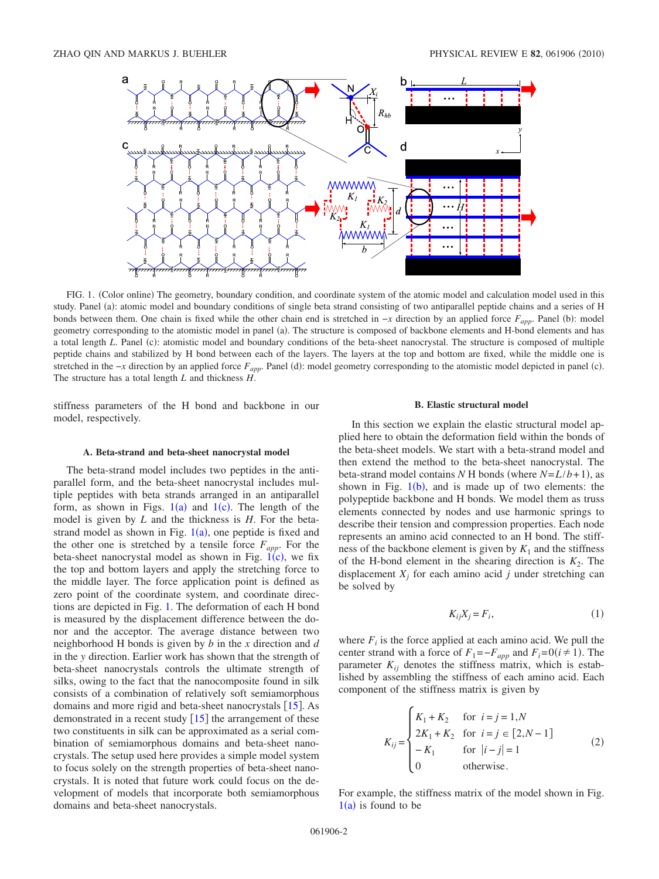FIG. 1. (Color online) The geometry, boundary condition, and coordinate system of the atomic model and calculation model used in this study. Panel (a): atomic model and boundary conditions of single beta strand consisting of two antiparallel peptide chains and a series of H bonds between them. One chain is fixed while the other chain end is stretched in $-x$ direction by an applied force $F_{app}$. Panel (b): model geometry corresponding to the atomic model in panel (a). The structure is composed of backbone elements and H-bond elements and has a total length $L$. Panel (c): atomistic model and boundary conditions of the beta-sheet nanocrystal. The structure is composed of multiple peptide chains and stabilized by H bond between each of the layers. The layers at the top and bottom are fixed, while the middle one is stretched in the $-x$ direction by an applied force $F_{app}$. Panel (d): model geometry corresponding to the atomistic model depicted in panel (c). The structure has a total length $L$ and thickness $H$.

stiffness parameters of the H bond and backbone in our model, respectively.

### A. Beta-strand and beta-sheet nanocrystal model

The beta-strand model includes two peptides in the antiparallel form, and the beta-sheet nanocrystal includes multiple peptides with beta strands arranged in an antiparallel form, as shown in Figs. 1(a) and 1(c). The length of the model is given by $L$ and the thickness is $H$. For the beta-strand model as shown in Fig. 1(a), one peptide is fixed and the other one is stretched by a tensile force $F_{app}$. For the beta-sheet nanocrystal model as shown in Fig. 1(c), we fix the top and bottom layers and apply the stretching force to the middle layer. The force application point is defined as zero point of the coordinate system, and coordinate directions are depicted in Fig. 1. The deformation of each H bond is measured by the displacement difference between the donor and the acceptor. The average distance between two neighborhood H bonds is given by $b$ in the $x$ direction and $d$ in the $y$ direction. Earlier work has shown that the strength of beta-sheet nanocrystals controls the ultimate strength of silks, owing to the fact that the nanocomposite found in silk consists of a combination of relatively soft semiamorphous domains and more rigid and beta-sheet nanocrystals [15]. As demonstrated in a recent study [15] the arrangement of these two constituents in silk can be approximated as a serial combination of semiamorphous domains and beta-sheet nanocrystals. The setup used here provides a simple model system to focus solely on the strength properties of beta-sheet nanocrystals. It is noted that future work could focus on the development of models that incorporate both semiamorphous domains and beta-sheet nanocrystals.

### B. Elastic structural model

In this section we explain the elastic structural model applied here to obtain the deformation field within the bonds of the beta-sheet models. We start with a beta-strand model and then extend the method to the beta-sheet nanocrystal. The beta-strand model contains $N$ H bonds (where $N=L/b+1$), as shown in Fig. 1(b), and is made up of two elements: the polypeptide backbone and H bonds. We model them as truss elements connected by nodes and use harmonic springs to describe their tension and compression properties. Each node represents an amino acid connected to an H bond. The stiffness of the backbone element is given by $K_1$ and the stiffness of the H-bond element in the shearing direction is $K_2$. The displacement $X_j$ for each amino acid $j$ under stretching can be solved by

$$K_{ij}X_j = F_i, \tag{1}$$

where $F_i$ is the force applied at each amino acid. We pull the center strand with a force of $F_1=-F_{app}$ and $F_i=0 (i \neq 1)$. The parameter $K_{ij}$ denotes the stiffness matrix, which is established by assembling the stiffness of each amino acid. Each component of the stiffness matrix is given by

$$K_{ij} = \begin{cases} K_1 + K_2 & \text{for } i=j=1,N \\ 2K_1 + K_2 & \text{for } i=j \in [2, N-1] \\ -K_1 & \text{for } |i-j|=1 \\ 0 & \text{otherwise.} \end{cases} \tag{2}$$

For example, the stiffness matrix of the model shown in Fig. 1(a) is found to be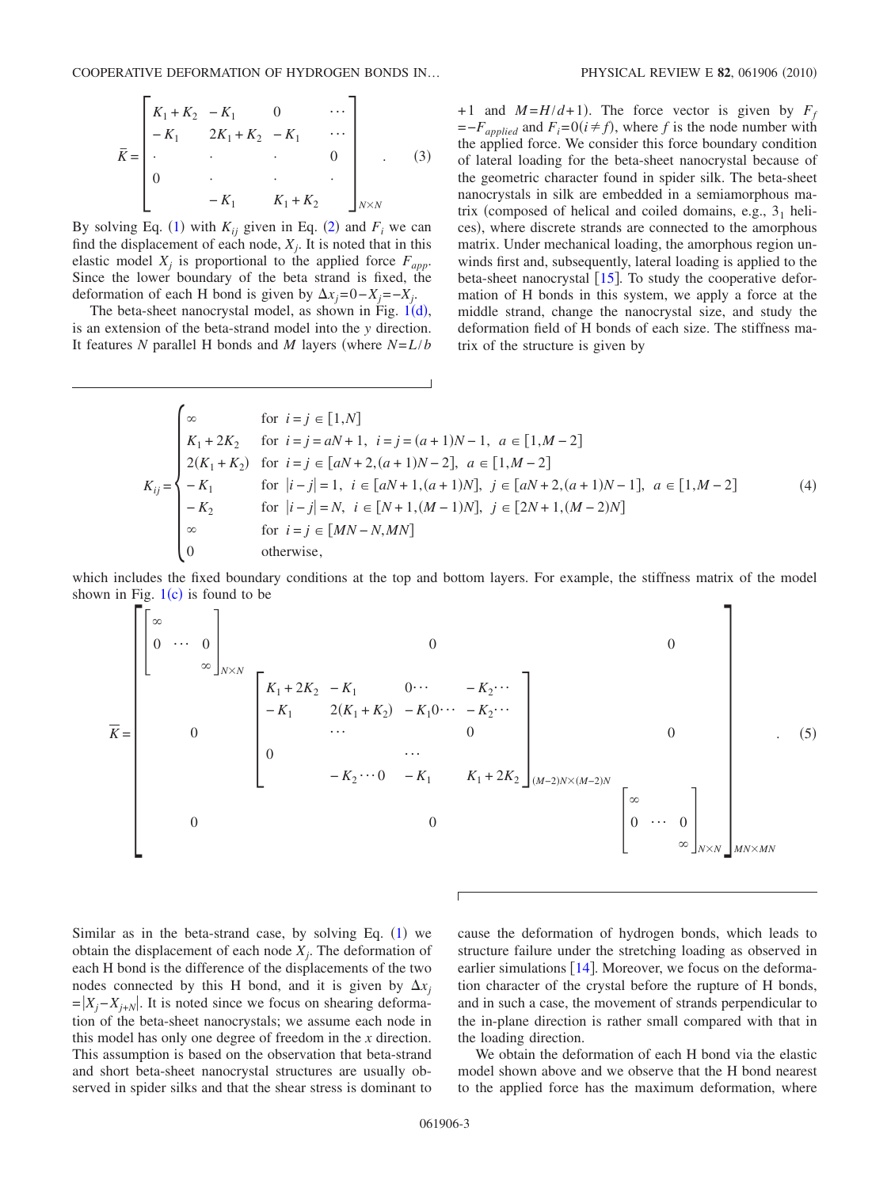$$
\bar{K} = \begin{bmatrix} K_1 + K_2 & -K_1 & 0 & \cdots \\ -K_1 & 2K_1 + K_2 & -K_1 & \cdots \\ \cdot & \cdot & \cdot & 0 \\ 0 & \cdot & \cdot & \cdot \\ & -K_1 & K_1 + K_2 & \end{bmatrix}_{N\times N} . \quad (3)
$$

By solving Eq. (1) with $K_{ij}$ given in Eq. (2) and $F_i$ we can find the displacement of each node, $X_j$. It is noted that in this elastic model $X_j$ is proportional to the applied force $F_{app}$. Since the lower boundary of the beta strand is fixed, the deformation of each H bond is given by $\Delta x_j = 0 - X_j = -X_j$.

The beta-sheet nanocrystal model, as shown in Fig. 1(d), is an extension of the beta-strand model into the $y$ direction. It features $N$ parallel H bonds and $M$ layers (where $N = L/b + 1$ and $M = H/d + 1$). The force vector is given by $F_f = -F_{applied}$ and $F_i = 0 (i \neq f)$, where $f$ is the node number with the applied force. We consider this force boundary condition of lateral loading for the beta-sheet nanocrystal because of the geometric character found in spider silk. The beta-sheet nanocrystals in silk are embedded in a semiamorphous matrix (composed of helical and coiled domains, e.g., $3_1$ helices), where discrete strands are connected to the amorphous matrix. Under mechanical loading, the amorphous region unwinds first and, subsequently, lateral loading is applied to the beta-sheet nanocrystal [15]. To study the cooperative deformation of H bonds in this system, we apply a force at the middle strand, change the nanocrystal size, and study the deformation field of H bonds of each size. The stiffness matrix of the structure is given by

$$
K_{ij} = \begin{cases} \infty & \text{for } i = j \in [1, N] \\ K_1 + 2K_2 & \text{for } i = j = aN + 1, \ i = j = (a+1)N - 1, \ a \in [1, M-2] \\ 2(K_1 + K_2) & \text{for } i = j \in [aN + 2, (a+1)N - 2], \ a \in [1, M-2] \\ -K_1 & \text{for } |i - j| = 1, \ i \in [aN + 1, (a+1)N], \ j \in [aN + 2, (a+1)N - 1], \ a \in [1, M-2] \\ -K_2 & \text{for } |i - j| = N, \ i \in [N + 1, (M-1)N], \ j \in [2N + 1, (M-2)N] \\ \infty & \text{for } i = j \in [MN - N, MN] \\ 0 & \text{otherwise,} \end{cases} \quad (4)
$$

which includes the fixed boundary conditions at the top and bottom layers. For example, the stiffness matrix of the model shown in Fig. 1(c) is found to be

$$
\bar{K} = \begin{bmatrix} \begin{bmatrix} \infty & & \\ 0 & \cdots & 0 \\ & & \infty \end{bmatrix}_{N\times N} & 0 & 0 \\ 0 & \begin{bmatrix} K_1 + 2K_2 & -K_1 & 0\cdots & -K_2\cdots \\ -K_1 & 2(K_1 + K_2) & -K_1 0\cdots & -K_2\cdots \\ & \cdots & & 0 \\ 0 & & \cdots & \\ & -K_2\cdots 0 & -K_1 & K_1 + 2K_2 \end{bmatrix}_{(M-2)N\times(M-2)N} & 0 \\ 0 & 0 & \begin{bmatrix} \infty & & \\ 0 & \cdots & 0 \\ & & \infty \end{bmatrix}_{N\times N} \end{bmatrix}_{MN\times MN} . \quad (5)
$$

Similar as in the beta-strand case, by solving Eq. (1) we obtain the displacement of each node $X_j$. The deformation of each H bond is the difference of the displacements of the two nodes connected by this H bond, and it is given by $\Delta x_j = |X_j - X_{j+N}|$. It is noted since we focus on shearing deformation of the beta-sheet nanocrystals; we assume each node in this model has only one degree of freedom in the $x$ direction. This assumption is based on the observation that beta-strand and short beta-sheet nanocrystal structures are usually observed in spider silks and that the shear stress is dominant to cause the deformation of hydrogen bonds, which leads to structure failure under the stretching loading as observed in earlier simulations [14]. Moreover, we focus on the deformation character of the crystal before the rupture of H bonds, and in such a case, the movement of strands perpendicular to the in-plane direction is rather small compared with that in the loading direction.

We obtain the deformation of each H bond via the elastic model shown above and we observe that the H bond nearest to the applied force has the maximum deformation, where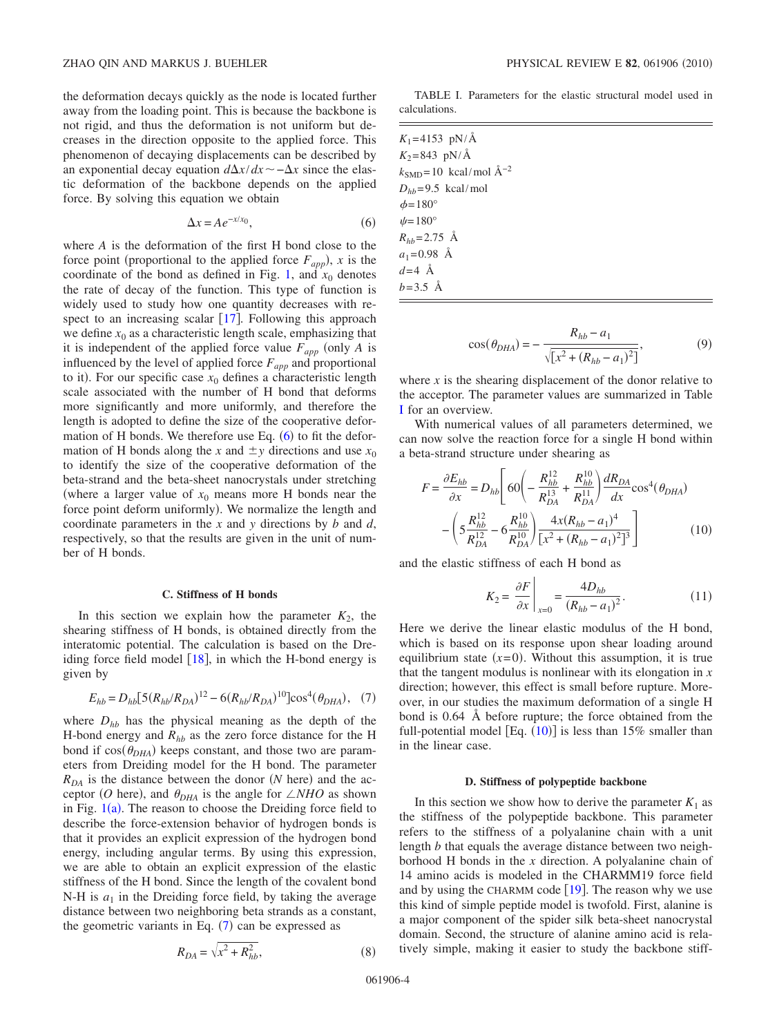the deformation decays quickly as the node is located further away from the loading point. This is because the backbone is not rigid, and thus the deformation is not uniform but decreases in the direction opposite to the applied force. This phenomenon of decaying displacements can be described by an exponential decay equation $d\Delta x/dx \sim -\Delta x$ since the elastic deformation of the backbone depends on the applied force. By solving this equation we obtain

$$\Delta x = Ae^{-x/x_0}, \tag{6}$$

where $A$ is the deformation of the first H bond close to the force point (proportional to the applied force $F_{app}$), $x$ is the coordinate of the bond as defined in Fig. 1, and $x_0$ denotes the rate of decay of the function. This type of function is widely used to study how one quantity decreases with respect to an increasing scalar [17]. Following this approach we define $x_0$ as a characteristic length scale, emphasizing that it is independent of the applied force value $F_{app}$ (only $A$ is influenced by the level of applied force $F_{app}$ and proportional to it). For our specific case $x_0$ defines a characteristic length scale associated with the number of H bond that deforms more significantly and more uniformly, and therefore the length is adopted to define the size of the cooperative deformation of H bonds. We therefore use Eq. (6) to fit the deformation of H bonds along the $x$ and $\pm y$ directions and use $x_0$ to identify the size of the cooperative deformation of the beta-strand and the beta-sheet nanocrystals under stretching (where a larger value of $x_0$ means more H bonds near the force point deform uniformly). We normalize the length and coordinate parameters in the $x$ and $y$ directions by $b$ and $d$, respectively, so that the results are given in the unit of number of H bonds.

### C. Stiffness of H bonds

In this section we explain how the parameter $K_2$, the shearing stiffness of H bonds, is obtained directly from the interatomic potential. The calculation is based on the Dreiding force field model [18], in which the H-bond energy is given by

$$E_{hb} = D_{hb}[5(R_{hb}/R_{DA})^{12} - 6(R_{hb}/R_{DA})^{10}]\cos^4(\theta_{DHA}), \tag{7}$$

where $D_{hb}$ has the physical meaning as the depth of the H-bond energy and $R_{hb}$ as the zero force distance for the H bond if $\cos(\theta_{DHA})$ keeps constant, and those two are parameters from Dreiding model for the H bond. The parameter $R_{DA}$ is the distance between the donor ($N$ here) and the acceptor ($O$ here), and $\theta_{DHA}$ is the angle for $\angle NHO$ as shown in Fig. 1(a). The reason to choose the Dreiding force field to describe the force-extension behavior of hydrogen bonds is that it provides an explicit expression of the hydrogen bond energy, including angular terms. By using this expression, we are able to obtain an explicit expression of the elastic stiffness of the H bond. Since the length of the covalent bond N-H is $a_1$ in the Dreiding force field, by taking the average distance between two neighboring beta strands as a constant, the geometric variants in Eq. (7) can be expressed as

$$R_{DA} = \sqrt{x^2 + R_{hb}^2}, \tag{8}$$

TABLE I. Parameters for the elastic structural model used in calculations.

| |
|---|
| $K_1 = 4153$ pN/Å |
| $K_2 = 843$ pN/Å |
| $k_{\mathrm{SMD}} = 10$ kcal/mol Å$^{-2}$ |
| $D_{hb} = 9.5$ kcal/mol |
| $\phi = 180°$ |
| $\psi = 180°$ |
| $R_{hb} = 2.75$ Å |
| $a_1 = 0.98$ Å |
| $d = 4$ Å |
| $b = 3.5$ Å |

$$\cos(\theta_{DHA}) = -\frac{R_{hb} - a_1}{\sqrt{[x^2 + (R_{hb} - a_1)^2]}}, \tag{9}$$

where $x$ is the shearing displacement of the donor relative to the acceptor. The parameter values are summarized in Table I for an overview.

With numerical values of all parameters determined, we can now solve the reaction force for a single H bond within a beta-strand structure under shearing as

$$F = \frac{\partial E_{hb}}{\partial x} = D_{hb}\Bigg[60\left(-\frac{R_{hb}^{12}}{R_{DA}^{13}} + \frac{R_{hb}^{10}}{R_{DA}^{11}}\right)\frac{dR_{DA}}{dx}\cos^4(\theta_{DHA}) - \left(5\frac{R_{hb}^{12}}{R_{DA}^{12}} - 6\frac{R_{hb}^{10}}{R_{DA}^{10}}\right)\frac{4x(R_{hb} - a_1)^4}{[x^2 + (R_{hb} - a_1)^2]^3}\Bigg] \tag{10}$$

and the elastic stiffness of each H bond as

$$K_2 = \left.\frac{\partial F}{\partial x}\right|_{x=0} = \frac{4D_{hb}}{(R_{hb} - a_1)^2}. \tag{11}$$

Here we derive the linear elastic modulus of the H bond, which is based on its response upon shear loading around equilibrium state ($x=0$). Without this assumption, it is true that the tangent modulus is nonlinear with its elongation in $x$ direction; however, this effect is small before rupture. Moreover, in our studies the maximum deformation of a single H bond is 0.64 Å before rupture; the force obtained from the full-potential model [Eq. (10)] is less than 15% smaller than in the linear case.

### D. Stiffness of polypeptide backbone

In this section we show how to derive the parameter $K_1$ as the stiffness of the polypeptide backbone. This parameter refers to the stiffness of a polyalanine chain with a unit length $b$ that equals the average distance between two neighborhood H bonds in the $x$ direction. A polyalanine chain of 14 amino acids is modeled in the CHARMM19 force field and by using the CHARMM code [19]. The reason why we use this kind of simple peptide model is twofold. First, alanine is a major component of the spider silk beta-sheet nanocrystal domain. Second, the structure of alanine amino acid is relatively simple, making it easier to study the backbone stiff-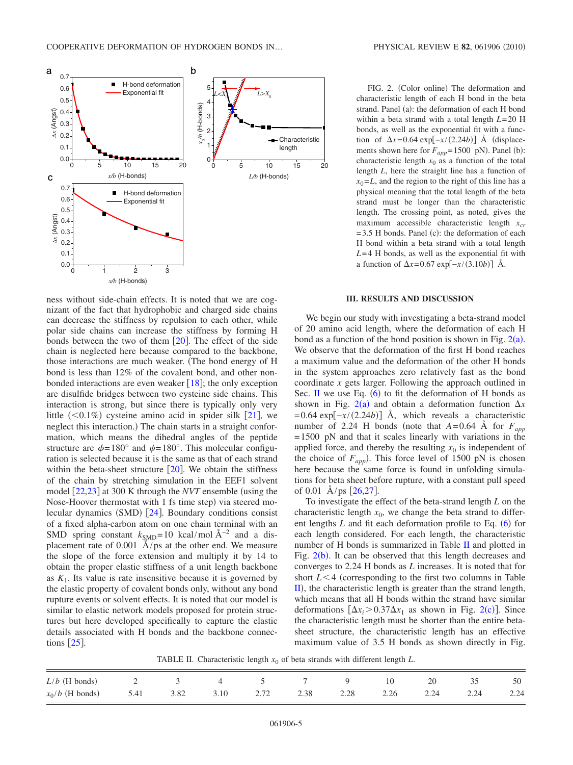FIG. 2. (Color online) The deformation and characteristic length of each H bond in the beta strand. Panel (a): the deformation of each H bond within a beta strand with a total length $L=20$ H bonds, as well as the exponential fit with a function of $\Delta x=0.64\,\exp[-x/(2.24b)]$ Å (displacements shown here for $F_{app}=1500$ pN). Panel (b): characteristic length $x_0$ as a function of the total length $L$, here the straight line has a function of $x_0=L$, and the region to the right of this line has a physical meaning that the total length of the beta strand must be longer than the characteristic length. The crossing point, as noted, gives the maximum accessible characteristic length $x_{cr}=3.5$ H bonds. Panel (c): the deformation of each H bond within a beta strand with a total length $L=4$ H bonds, as well as the exponential fit with a function of $\Delta x=0.67\,\exp[-x/(3.10b)]$ Å.

ness without side-chain effects. It is noted that we are cognizant of the fact that hydrophobic and charged side chains can decrease the stiffness by repulsion to each other, while polar side chains can increase the stiffness by forming H bonds between the two of them [20]. The effect of the side chain is neglected here because compared to the backbone, those interactions are much weaker. (The bond energy of H bond is less than 12% of the covalent bond, and other nonbonded interactions are even weaker [18]; the only exception are disulfide bridges between two cysteine side chains. This interaction is strong, but since there is typically only very little (<0.1%) cysteine amino acid in spider silk [21], we neglect this interaction.) The chain starts in a straight conformation, which means the dihedral angles of the peptide structure are $\phi=180°$ and $\psi=180°$. This molecular configuration is selected because it is the same as that of each strand within the beta-sheet structure [20]. We obtain the stiffness of the chain by stretching simulation in the EEF1 solvent model [22,23] at 300 K through the *NVT* ensemble (using the Nose-Hoover thermostat with 1 fs time step) via steered molecular dynamics (SMD) [24]. Boundary conditions consist of a fixed alpha-carbon atom on one chain terminal with an SMD spring constant $k_{SMD}=10$ kcal/mol Å$^{-2}$ and a displacement rate of 0.001 Å/ps at the other end. We measure the slope of the force extension and multiply it by 14 to obtain the proper elastic stiffness of a unit length backbone as $K_1$. Its value is rate insensitive because it is governed by the elastic property of covalent bonds only, without any bond rupture events or solvent effects. It is noted that our model is similar to elastic network models proposed for protein structures but here developed specifically to capture the elastic details associated with H bonds and the backbone connections [25].

## III. RESULTS AND DISCUSSION

We begin our study with investigating a beta-strand model of 20 amino acid length, where the deformation of each H bond as a function of the bond position is shown in Fig. 2(a). We observe that the deformation of the first H bond reaches a maximum value and the deformation of the other H bonds in the system approaches zero relatively fast as the bond coordinate $x$ gets larger. Following the approach outlined in Sec. II we use Eq. (6) to fit the deformation of H bonds as shown in Fig. 2(a) and obtain a deformation function $\Delta x=0.64\,\exp[-x/(2.24b)]$ Å, which reveals a characteristic number of 2.24 H bonds (note that $A=0.64$ Å for $F_{app}=1500$ pN and that it scales linearly with variations in the applied force, and thereby the resulting $x_0$ is independent of the choice of $F_{app}$). This force level of 1500 pN is chosen here because the same force is found in unfolding simulations for beta sheet before rupture, with a constant pull speed of 0.01 Å/ps [26,27].

To investigate the effect of the beta-strand length $L$ on the characteristic length $x_0$, we change the beta strand to different lengths $L$ and fit each deformation profile to Eq. (6) for each length considered. For each length, the characteristic number of H bonds is summarized in Table II and plotted in Fig. 2(b). It can be observed that this length decreases and converges to 2.24 H bonds as $L$ increases. It is noted that for short $L<4$ (corresponding to the first two columns in Table II), the characteristic length is greater than the strand length, which means that all H bonds within the strand have similar deformations [$\Delta x_i>0.37\Delta x_1$ as shown in Fig. 2(c)]. Since the characteristic length must be shorter than the entire beta-sheet structure, the characteristic length has an effective maximum value of 3.5 H bonds as shown directly in Fig.

TABLE II. Characteristic length $x_0$ of beta strands with different length $L$.

| $L/b$ (H bonds) | 2 | 3 | 4 | 5 | 7 | 9 | 10 | 20 | 35 | 50 |
|---|---|---|---|---|---|---|---|---|---|---|
| $x_0/b$ (H bonds) | 5.41 | 3.82 | 3.10 | 2.72 | 2.38 | 2.28 | 2.26 | 2.24 | 2.24 | 2.24 |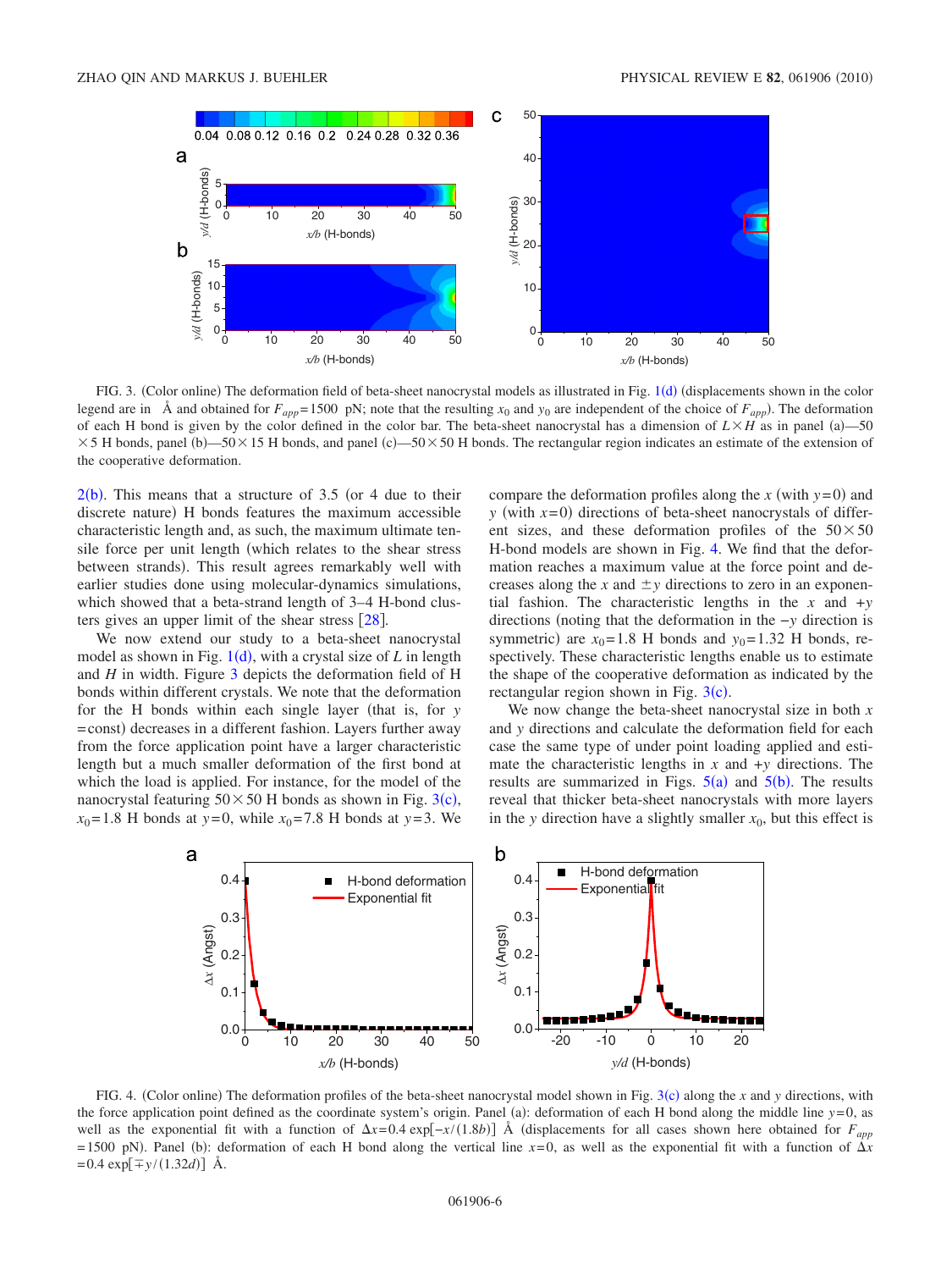FIG. 3. (Color online) The deformation field of beta-sheet nanocrystal models as illustrated in Fig. 1(d) (displacements shown in the color legend are in Å and obtained for $F_{app}$=1500 pN; note that the resulting $x_0$ and $y_0$ are independent of the choice of $F_{app}$). The deformation of each H bond is given by the color defined in the color bar. The beta-sheet nanocrystal has a dimension of $L \times H$ as in panel (a)—50 $\times$ 5 H bonds, panel (b)—50 $\times$ 15 H bonds, and panel (c)—50 $\times$ 50 H bonds. The rectangular region indicates an estimate of the extension of the cooperative deformation.

2(b). This means that a structure of 3.5 (or 4 due to their discrete nature) H bonds features the maximum accessible characteristic length and, as such, the maximum ultimate tensile force per unit length (which relates to the shear stress between strands). This result agrees remarkably well with earlier studies done using molecular-dynamics simulations, which showed that a beta-strand length of 3–4 H-bond clusters gives an upper limit of the shear stress [28].

We now extend our study to a beta-sheet nanocrystal model as shown in Fig. 1(d), with a crystal size of $L$ in length and $H$ in width. Figure 3 depicts the deformation field of H bonds within different crystals. We note that the deformation for the H bonds within each single layer (that is, for $y$ = const) decreases in a different fashion. Layers further away from the force application point have a larger characteristic length but a much smaller deformation of the first bond at which the load is applied. For instance, for the model of the nanocrystal featuring 50 $\times$ 50 H bonds as shown in Fig. 3(c), $x_0$=1.8 H bonds at $y$=0, while $x_0$=7.8 H bonds at $y$=3. We compare the deformation profiles along the $x$ (with $y$=0) and $y$ (with $x$=0) directions of beta-sheet nanocrystals of different sizes, and these deformation profiles of the 50 $\times$ 50 H-bond models are shown in Fig. 4. We find that the deformation reaches a maximum value at the force point and decreases along the $x$ and $\pm y$ directions to zero in an exponential fashion. The characteristic lengths in the $x$ and $+y$ directions (noting that the deformation in the $-y$ direction is symmetric) are $x_0$=1.8 H bonds and $y_0$=1.32 H bonds, respectively. These characteristic lengths enable us to estimate the shape of the cooperative deformation as indicated by the rectangular region shown in Fig. 3(c).

We now change the beta-sheet nanocrystal size in both $x$ and $y$ directions and calculate the deformation field for each case the same type of under point loading applied and estimate the characteristic lengths in $x$ and $+y$ directions. The results are summarized in Figs. 5(a) and 5(b). The results reveal that thicker beta-sheet nanocrystals with more layers in the $y$ direction have a slightly smaller $x_0$, but this effect is

FIG. 4. (Color online) The deformation profiles of the beta-sheet nanocrystal model shown in Fig. 3(c) along the $x$ and $y$ directions, with the force application point defined as the coordinate system's origin. Panel (a): deformation of each H bond along the middle line $y$=0, as well as the exponential fit with a function of $\Delta x = 0.4 \exp[-x/(1.8b)]$ Å (displacements for all cases shown here obtained for $F_{app}$ =1500 pN). Panel (b): deformation of each H bond along the vertical line $x$=0, as well as the exponential fit with a function of $\Delta x$ =0.4 $\exp[\mp y/(1.32d)]$ Å.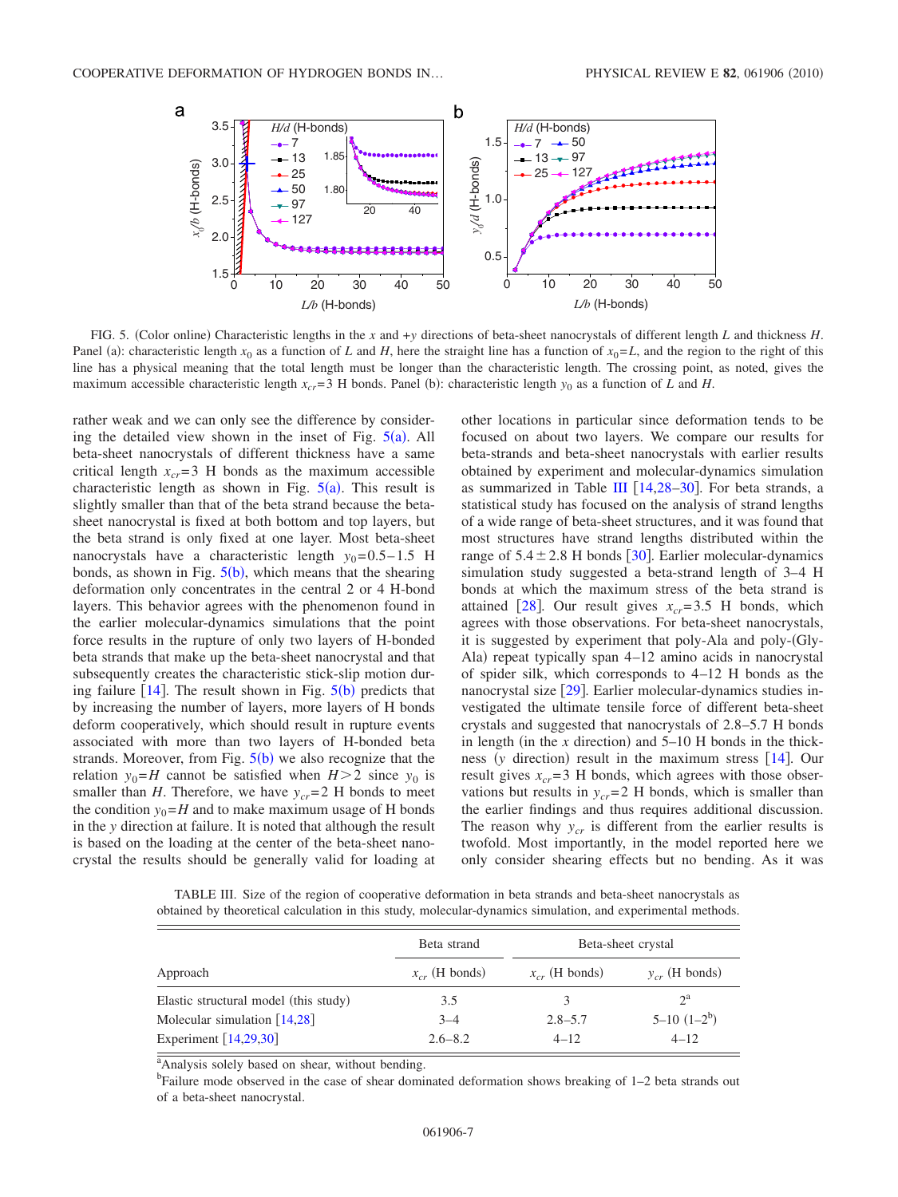FIG. 5. (Color online) Characteristic lengths in the $x$ and $+y$ directions of beta-sheet nanocrystals of different length $L$ and thickness $H$. Panel (a): characteristic length $x_0$ as a function of $L$ and $H$, here the straight line has a function of $x_0=L$, and the region to the right of this line has a physical meaning that the total length must be longer than the characteristic length. The crossing point, as noted, gives the maximum accessible characteristic length $x_{cr}=3$ H bonds. Panel (b): characteristic length $y_0$ as a function of $L$ and $H$.

rather weak and we can only see the difference by considering the detailed view shown in the inset of Fig. 5(a). All beta-sheet nanocrystals of different thickness have a same critical length $x_{cr}=3$ H bonds as the maximum accessible characteristic length as shown in Fig. 5(a). This result is slightly smaller than that of the beta strand because the beta-sheet nanocrystal is fixed at both bottom and top layers, but the beta strand is only fixed at one layer. Most beta-sheet nanocrystals have a characteristic length $y_0=0.5-1.5$ H bonds, as shown in Fig. 5(b), which means that the shearing deformation only concentrates in the central 2 or 4 H-bond layers. This behavior agrees with the phenomenon found in the earlier molecular-dynamics simulations that the point force results in the rupture of only two layers of H-bonded beta strands that make up the beta-sheet nanocrystal and that subsequently creates the characteristic stick-slip motion during failure [14]. The result shown in Fig. 5(b) predicts that by increasing the number of layers, more layers of H bonds deform cooperatively, which should result in rupture events associated with more than two layers of H-bonded beta strands. Moreover, from Fig. 5(b) we also recognize that the relation $y_0=H$ cannot be satisfied when $H>2$ since $y_0$ is smaller than $H$. Therefore, we have $y_{cr}=2$ H bonds to meet the condition $y_0=H$ and to make maximum usage of H bonds in the $y$ direction at failure. It is noted that although the result is based on the loading at the center of the beta-sheet nanocrystal the results should be generally valid for loading at other locations in particular since deformation tends to be focused on about two layers. We compare our results for beta-strands and beta-sheet nanocrystals with earlier results obtained by experiment and molecular-dynamics simulation as summarized in Table III [14,28–30]. For beta strands, a statistical study has focused on the analysis of strand lengths of a wide range of beta-sheet structures, and it was found that most structures have strand lengths distributed within the range of $5.4\pm2.8$ H bonds [30]. Earlier molecular-dynamics simulation study suggested a beta-strand length of 3–4 H bonds at which the maximum stress of the beta strand is attained [28]. Our result gives $x_{cr}=3.5$ H bonds, which agrees with those observations. For beta-sheet nanocrystals, it is suggested by experiment that poly-Ala and poly-(Gly-Ala) repeat typically span 4–12 amino acids in nanocrystal of spider silk, which corresponds to 4–12 H bonds as the nanocrystal size [29]. Earlier molecular-dynamics studies investigated the ultimate tensile force of different beta-sheet crystals and suggested that nanocrystals of 2.8–5.7 H bonds in length (in the $x$ direction) and 5–10 H bonds in the thickness ($y$ direction) result in the maximum stress [14]. Our result gives $x_{cr}=3$ H bonds, which agrees with those observations but results in $y_{cr}=2$ H bonds, which is smaller than the earlier findings and thus requires additional discussion. The reason why $y_{cr}$ is different from the earlier results is twofold. Most importantly, in the model reported here we only consider shearing effects but no bending. As it was

TABLE III. Size of the region of cooperative deformation in beta strands and beta-sheet nanocrystals as obtained by theoretical calculation in this study, molecular-dynamics simulation, and experimental methods.

| Approach | Beta strand | Beta-sheet crystal | |
|---|---|---|---|
| | $x_{cr}$ (H bonds) | $x_{cr}$ (H bonds) | $y_{cr}$ (H bonds) |
| Elastic structural model (this study) | 3.5 | 3 | 2[a] |
| Molecular simulation [14,28] | 3–4 | 2.8–5.7 | 5–10 (1–2[b]) |
| Experiment [14,29,30] | 2.6–8.2 | 4–12 | 4–12 |

[a]Analysis solely based on shear, without bending.

[b]Failure mode observed in the case of shear dominated deformation shows breaking of 1–2 beta strands out of a beta-sheet nanocrystal.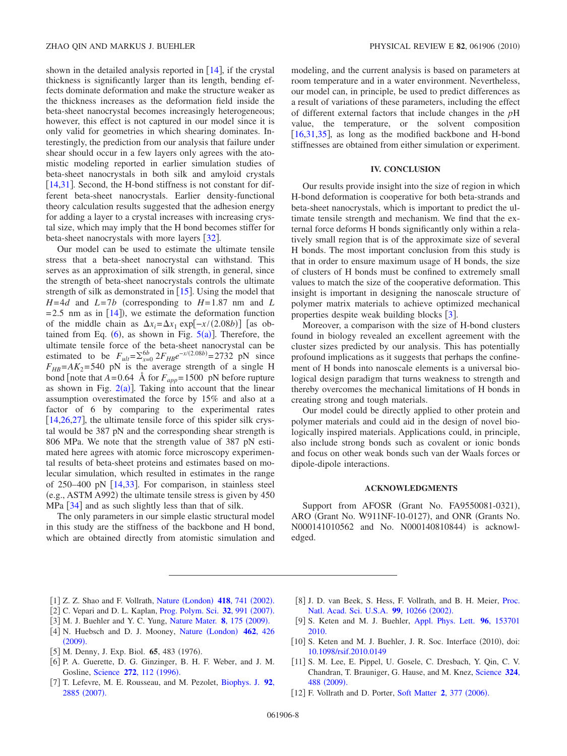shown in the detailed analysis reported in [14], if the crystal thickness is significantly larger than its length, bending effects dominate deformation and make the structure weaker as the thickness increases as the deformation field inside the beta-sheet nanocrystal becomes increasingly heterogeneous; however, this effect is not captured in our model since it is only valid for geometries in which shearing dominates. Interestingly, the prediction from our analysis that failure under shear should occur in a few layers only agrees with the atomistic modeling reported in earlier simulation studies of beta-sheet nanocrystals in both silk and amyloid crystals [14,31]. Second, the H-bond stiffness is not constant for different beta-sheet nanocrystals. Earlier density-functional theory calculation results suggested that the adhesion energy for adding a layer to a crystal increases with increasing crystal size, which may imply that the H bond becomes stiffer for beta-sheet nanocrystals with more layers [32].

Our model can be used to estimate the ultimate tensile stress that a beta-sheet nanocrystal can withstand. This serves as an approximation of silk strength, in general, since the strength of beta-sheet nanocrystals controls the ultimate strength of silk as demonstrated in [15]. Using the model that $H=4d$ and $L=7b$ (corresponding to $H=1.87$ nm and $L=2.5$ nm as in [14]), we estimate the deformation function of the middle chain as $\Delta x_i = \Delta x_1 \exp[-x/(2.08b)]$ [as obtained from Eq. (6), as shown in Fig. 5(a)]. Therefore, the ultimate tensile force of the beta-sheet nanocrystal can be estimated to be $F_{ult} = \Sigma_{x=0}^{6b} 2F_{HB} e^{-x/(2.08b)} = 2732$ pN since $F_{HB} = AK_2 = 540$ pN is the average strength of a single H bond [note that $A = 0.64$ Å for $F_{app} = 1500$ pN before rupture as shown in Fig. 2(a)]. Taking into account that the linear assumption overestimated the force by 15% and also at a factor of 6 by comparing to the experimental rates [14,26,27], the ultimate tensile force of this spider silk crystal would be 387 pN and the corresponding shear strength is 806 MPa. We note that the strength value of 387 pN estimated here agrees with atomic force microscopy experimental results of beta-sheet proteins and estimates based on molecular simulation, which resulted in estimates in the range of 250–400 pN [14,33]. For comparison, in stainless steel (e.g., ASTM A992) the ultimate tensile stress is given by 450 MPa [34] and as such slightly less than that of silk.

The only parameters in our simple elastic structural model in this study are the stiffness of the backbone and H bond, which are obtained directly from atomistic simulation and modeling, and the current analysis is based on parameters at room temperature and in a water environment. Nevertheless, our model can, in principle, be used to predict differences as a result of variations of these parameters, including the effect of different external factors that include changes in the *p*H value, the temperature, or the solvent composition [16,31,35], as long as the modified backbone and H-bond stiffnesses are obtained from either simulation or experiment.

## IV. CONCLUSION

Our results provide insight into the size of region in which H-bond deformation is cooperative for both beta-strands and beta-sheet nanocrystals, which is important to predict the ultimate tensile strength and mechanism. We find that the external force deforms H bonds significantly only within a relatively small region that is of the approximate size of several H bonds. The most important conclusion from this study is that in order to ensure maximum usage of H bonds, the size of clusters of H bonds must be confined to extremely small values to match the size of the cooperative deformation. This insight is important in designing the nanoscale structure of polymer matrix materials to achieve optimized mechanical properties despite weak building blocks [3].

Moreover, a comparison with the size of H-bond clusters found in biology revealed an excellent agreement with the cluster sizes predicted by our analysis. This has potentially profound implications as it suggests that perhaps the confinement of H bonds into nanoscale elements is a universal biological design paradigm that turns weakness to strength and thereby overcomes the mechanical limitations of H bonds in creating strong and tough materials.

Our model could be directly applied to other protein and polymer materials and could aid in the design of novel biologically inspired materials. Applications could, in principle, also include strong bonds such as covalent or ionic bonds and focus on other weak bonds such van der Waals forces or dipole-dipole interactions.

## ACKNOWLEDGMENTS

Support from AFOSR (Grant No. FA9550081-0321), ARO (Grant No. W911NF-10-0127), and ONR (Grants No. N000141010562 and No. N000140810844) is acknowledged.

[1] Z. Z. Shao and F. Vollrath, Nature (London) **418**, 741 (2002).
[2] C. Vepari and D. L. Kaplan, Prog. Polym. Sci. **32**, 991 (2007).
[3] M. J. Buehler and Y. C. Yung, Nature Mater. **8**, 175 (2009).
[4] N. Huebsch and D. J. Mooney, Nature (London) **462**, 426 (2009).
[5] M. Denny, J. Exp. Biol. **65**, 483 (1976).
[6] P. A. Guerette, D. G. Ginzinger, B. H. F. Weber, and J. M. Gosline, Science **272**, 112 (1996).
[7] T. Lefevre, M. E. Rousseau, and M. Pezolet, Biophys. J. **92**, 2885 (2007).
[8] J. D. van Beek, S. Hess, F. Vollrath, and B. H. Meier, Proc. Natl. Acad. Sci. U.S.A. **99**, 10266 (2002).
[9] S. Keten and M. J. Buehler, Appl. Phys. Lett. **96**, 153701 2010.
[10] S. Keten and M. J. Buehler, J. R. Soc. Interface (2010), doi: 10.1098/rsif.2010.0149
[11] S. M. Lee, E. Pippel, U. Gosele, C. Dresbach, Y. Qin, C. V. Chandran, T. Brauniger, G. Hause, and M. Knez, Science **324**, 488 (2009).
[12] F. Vollrath and D. Porter, Soft Matter **2**, 377 (2006).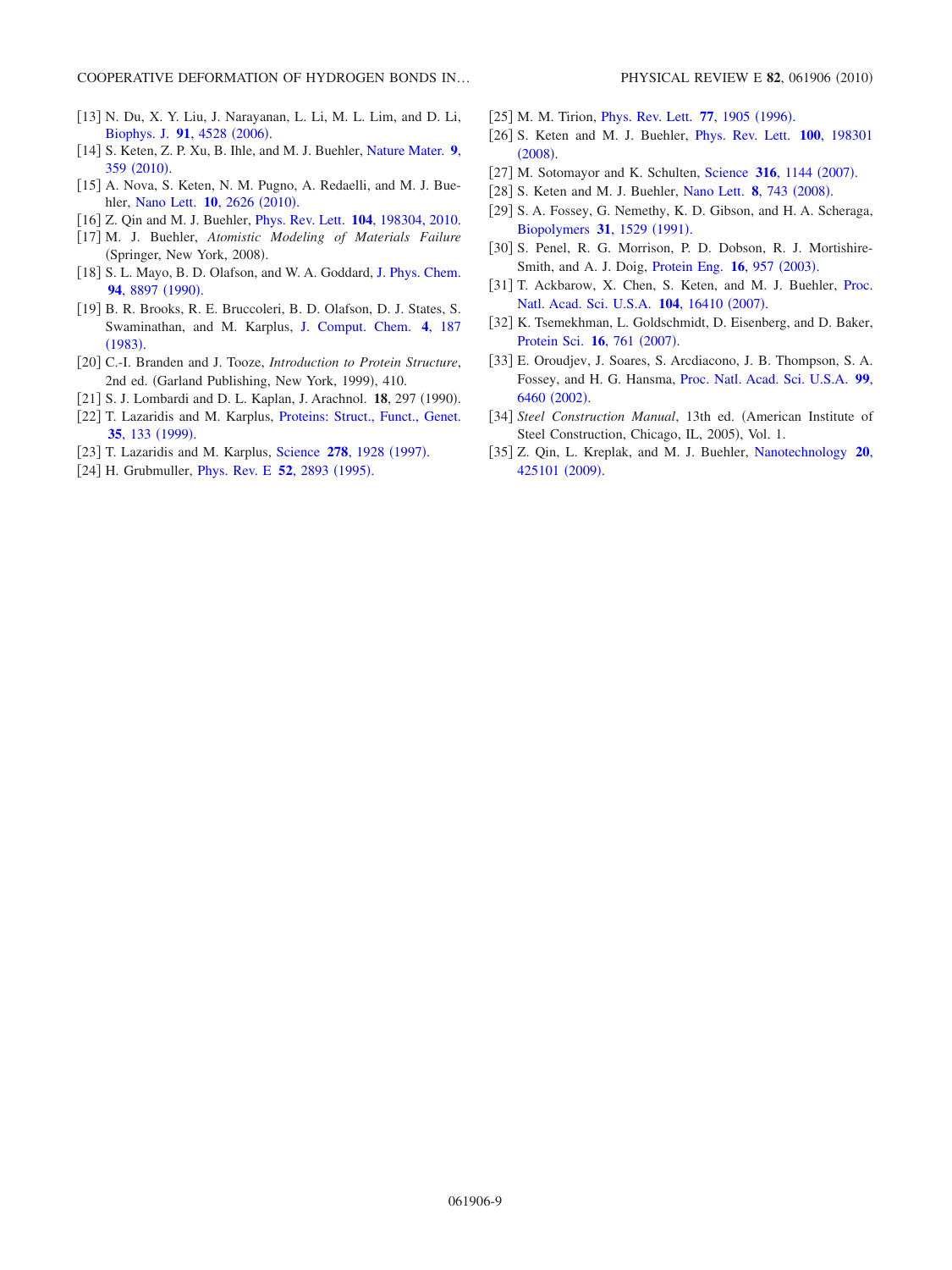[13] N. Du, X. Y. Liu, J. Narayanan, L. Li, M. L. Lim, and D. Li, Biophys. J. **91**, 4528 (2006).

[14] S. Keten, Z. P. Xu, B. Ihle, and M. J. Buehler, Nature Mater. **9**, 359 (2010).

[15] A. Nova, S. Keten, N. M. Pugno, A. Redaelli, and M. J. Buehler, Nano Lett. **10**, 2626 (2010).

[16] Z. Qin and M. J. Buehler, Phys. Rev. Lett. **104**, 198304, 2010.

[17] M. J. Buehler, *Atomistic Modeling of Materials Failure* (Springer, New York, 2008).

[18] S. L. Mayo, B. D. Olafson, and W. A. Goddard, J. Phys. Chem. **94**, 8897 (1990).

[19] B. R. Brooks, R. E. Bruccoleri, B. D. Olafson, D. J. States, S. Swaminathan, and M. Karplus, J. Comput. Chem. **4**, 187 (1983).

[20] C.-I. Branden and J. Tooze, *Introduction to Protein Structure*, 2nd ed. (Garland Publishing, New York, 1999), 410.

[21] S. J. Lombardi and D. L. Kaplan, J. Arachnol. **18**, 297 (1990).

[22] T. Lazaridis and M. Karplus, Proteins: Struct., Funct., Genet. **35**, 133 (1999).

[23] T. Lazaridis and M. Karplus, Science **278**, 1928 (1997).

[24] H. Grubmuller, Phys. Rev. E **52**, 2893 (1995).

[25] M. M. Tirion, Phys. Rev. Lett. **77**, 1905 (1996).

[26] S. Keten and M. J. Buehler, Phys. Rev. Lett. **100**, 198301 (2008).

[27] M. Sotomayor and K. Schulten, Science **316**, 1144 (2007).

[28] S. Keten and M. J. Buehler, Nano Lett. **8**, 743 (2008).

[29] S. A. Fossey, G. Nemethy, K. D. Gibson, and H. A. Scheraga, Biopolymers **31**, 1529 (1991).

[30] S. Penel, R. G. Morrison, P. D. Dobson, R. J. Mortishire-Smith, and A. J. Doig, Protein Eng. **16**, 957 (2003).

[31] T. Ackbarow, X. Chen, S. Keten, and M. J. Buehler, Proc. Natl. Acad. Sci. U.S.A. **104**, 16410 (2007).

[32] K. Tsemekhman, L. Goldschmidt, D. Eisenberg, and D. Baker, Protein Sci. **16**, 761 (2007).

[33] E. Oroudjev, J. Soares, S. Arcdiacono, J. B. Thompson, S. A. Fossey, and H. G. Hansma, Proc. Natl. Acad. Sci. U.S.A. **99**, 6460 (2002).

[34] *Steel Construction Manual*, 13th ed. (American Institute of Steel Construction, Chicago, IL, 2005), Vol. 1.

[35] Z. Qin, L. Kreplak, and M. J. Buehler, Nanotechnology **20**, 425101 (2009).